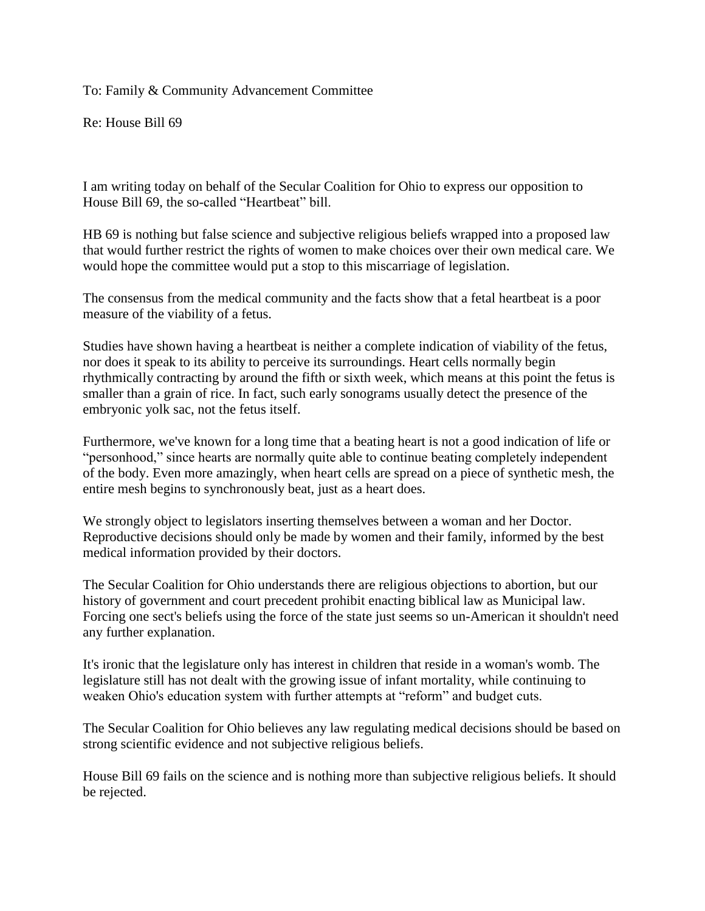To: Family & Community Advancement Committee

Re: House Bill 69

I am writing today on behalf of the Secular Coalition for Ohio to express our opposition to House Bill 69, the so-called "Heartbeat" bill.

HB 69 is nothing but false science and subjective religious beliefs wrapped into a proposed law that would further restrict the rights of women to make choices over their own medical care. We would hope the committee would put a stop to this miscarriage of legislation.

The consensus from the medical community and the facts show that a fetal heartbeat is a poor measure of the viability of a fetus.

Studies have shown having a heartbeat is neither a complete indication of viability of the fetus, nor does it speak to its ability to perceive its surroundings. Heart cells normally begin rhythmically contracting by around the fifth or sixth week, which means at this point the fetus is smaller than a grain of rice. In fact, such early sonograms usually detect the presence of the embryonic yolk sac, not the fetus itself.

Furthermore, we've known for a long time that a beating heart is not a good indication of life or "personhood," since hearts are normally quite able to continue beating completely independent of the body. Even more amazingly, when heart cells are spread on a piece of synthetic mesh, the entire mesh begins to synchronously beat, just as a heart does.

We strongly object to legislators inserting themselves between a woman and her Doctor. Reproductive decisions should only be made by women and their family, informed by the best medical information provided by their doctors.

The Secular Coalition for Ohio understands there are religious objections to abortion, but our history of government and court precedent prohibit enacting biblical law as Municipal law. Forcing one sect's beliefs using the force of the state just seems so un-American it shouldn't need any further explanation.

It's ironic that the legislature only has interest in children that reside in a woman's womb. The legislature still has not dealt with the growing issue of infant mortality, while continuing to weaken Ohio's education system with further attempts at "reform" and budget cuts.

The Secular Coalition for Ohio believes any law regulating medical decisions should be based on strong scientific evidence and not subjective religious beliefs.

House Bill 69 fails on the science and is nothing more than subjective religious beliefs. It should be rejected.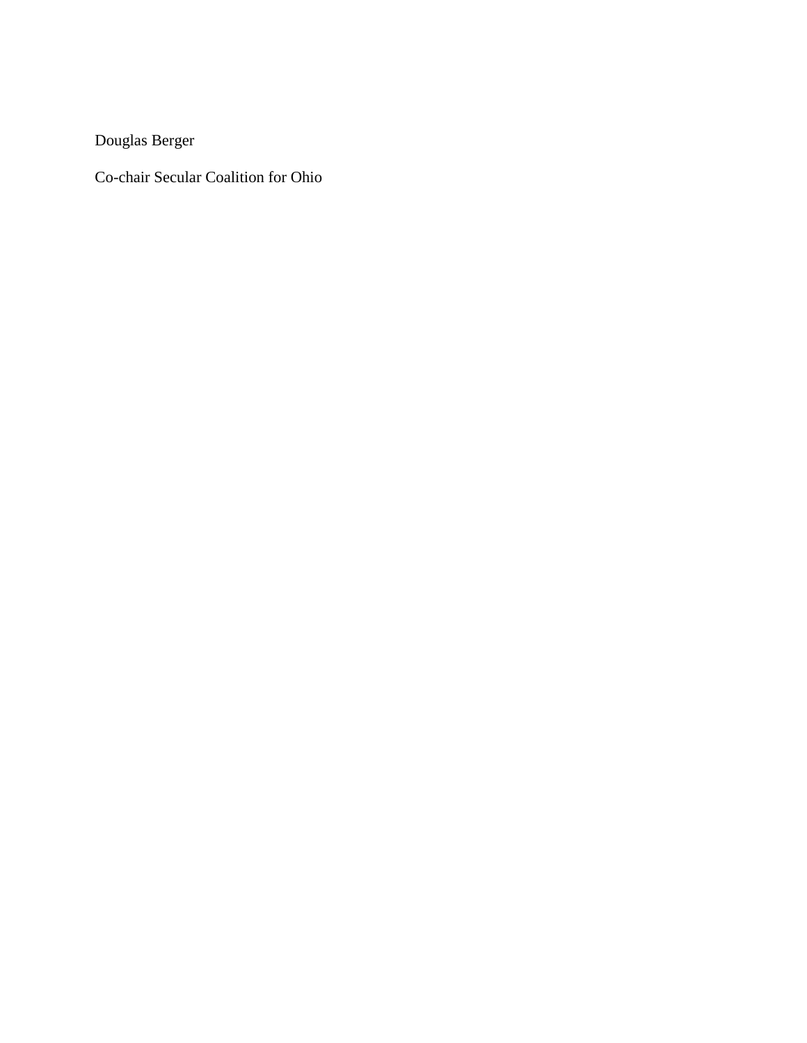Douglas Berger

Co-chair Secular Coalition for Ohio